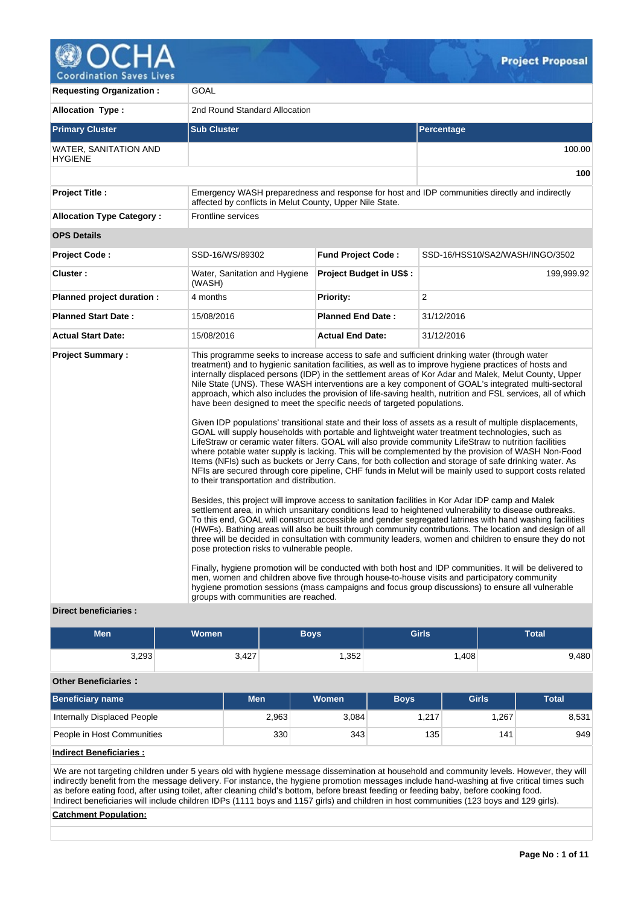# Project Proposal

| | |
|---|---|
| **Requesting Organization :** | GOAL |
| **Allocation Type :** | 2nd Round Standard Allocation |

| Primary Cluster | Sub Cluster | Percentage |
|---|---|---|
| WATER, SANITATION AND HYGIENE | | 100.00 |
| | | **100** |

| | |
|---|---|
| **Project Title :** | Emergency WASH preparedness and response for host and IDP communities directly and indirectly affected by conflicts in Melut County, Upper Nile State. |
| **Allocation Type Category :** | Frontline services |

**OPS Details**

| | | | |
|---|---|---|---|
| **Project Code :** | SSD-16/WS/89302 | **Fund Project Code :** | SSD-16/HSS10/SA2/WASH/INGO/3502 |
| **Cluster :** | Water, Sanitation and Hygiene (WASH) | **Project Budget in US$ :** | 199,999.92 |
| **Planned project duration :** | 4 months | **Priority:** | 2 |
| **Planned Start Date :** | 15/08/2016 | **Planned End Date :** | 31/12/2016 |
| **Actual Start Date:** | 15/08/2016 | **Actual End Date:** | 31/12/2016 |

**Project Summary :**

This programme seeks to increase access to safe and sufficient drinking water (through water treatment) and to hygienic sanitation facilities, as well as to improve hygiene practices of hosts and internally displaced persons (IDP) in the settlement areas of Kor Adar and Malek, Melut County, Upper Nile State (UNS). These WASH interventions are a key component of GOAL's integrated multi-sectoral approach, which also includes the provision of life-saving health, nutrition and FSL services, all of which have been designed to meet the specific needs of targeted populations.

Given IDP populations' transitional state and their loss of assets as a result of multiple displacements, GOAL will supply households with portable and lightweight water treatment technologies, such as LifeStraw or ceramic water filters. GOAL will also provide community LifeStraw to nutrition facilities where potable water supply is lacking. This will be complemented by the provision of WASH Non-Food Items (NFIs) such as buckets or Jerry Cans, for both collection and storage of safe drinking water. As NFIs are secured through core pipeline, CHF funds in Melut will be mainly used to support costs related to their transportation and distribution.

Besides, this project will improve access to sanitation facilities in Kor Adar IDP camp and Malek settlement area, in which unsanitary conditions lead to heightened vulnerability to disease outbreaks. To this end, GOAL will construct accessible and gender segregated latrines with hand washing facilities (HWFs). Bathing areas will also be built through community contributions. The location and design of all three will be decided in consultation with community leaders, women and children to ensure they do not pose protection risks to vulnerable people.

Finally, hygiene promotion will be conducted with both host and IDP communities. It will be delivered to men, women and children above five through house-to-house visits and participatory community hygiene promotion sessions (mass campaigns and focus group discussions) to ensure all vulnerable groups with communities are reached.

**Direct beneficiaries :**

| Men | Women | Boys | Girls | Total |
|---|---|---|---|---|
| 3,293 | 3,427 | 1,352 | 1,408 | 9,480 |

**Other Beneficiaries :**

| Beneficiary name | Men | Women | Boys | Girls | Total |
|---|---|---|---|---|---|
| Internally Displaced People | 2,963 | 3,084 | 1,217 | 1,267 | 8,531 |
| People in Host Communities | 330 | 343 | 135 | 141 | 949 |

**Indirect Beneficiaries :**

We are not targeting children under 5 years old with hygiene message dissemination at household and community levels. However, they will indirectly benefit from the message delivery. For instance, the hygiene promotion messages include hand-washing at five critical times such as before eating food, after using toilet, after cleaning child's bottom, before breast feeding or feeding baby, before cooking food. Indirect beneficiaries will include children IDPs (1111 boys and 1157 girls) and children in host communities (123 boys and 129 girls).

**Catchment Population:**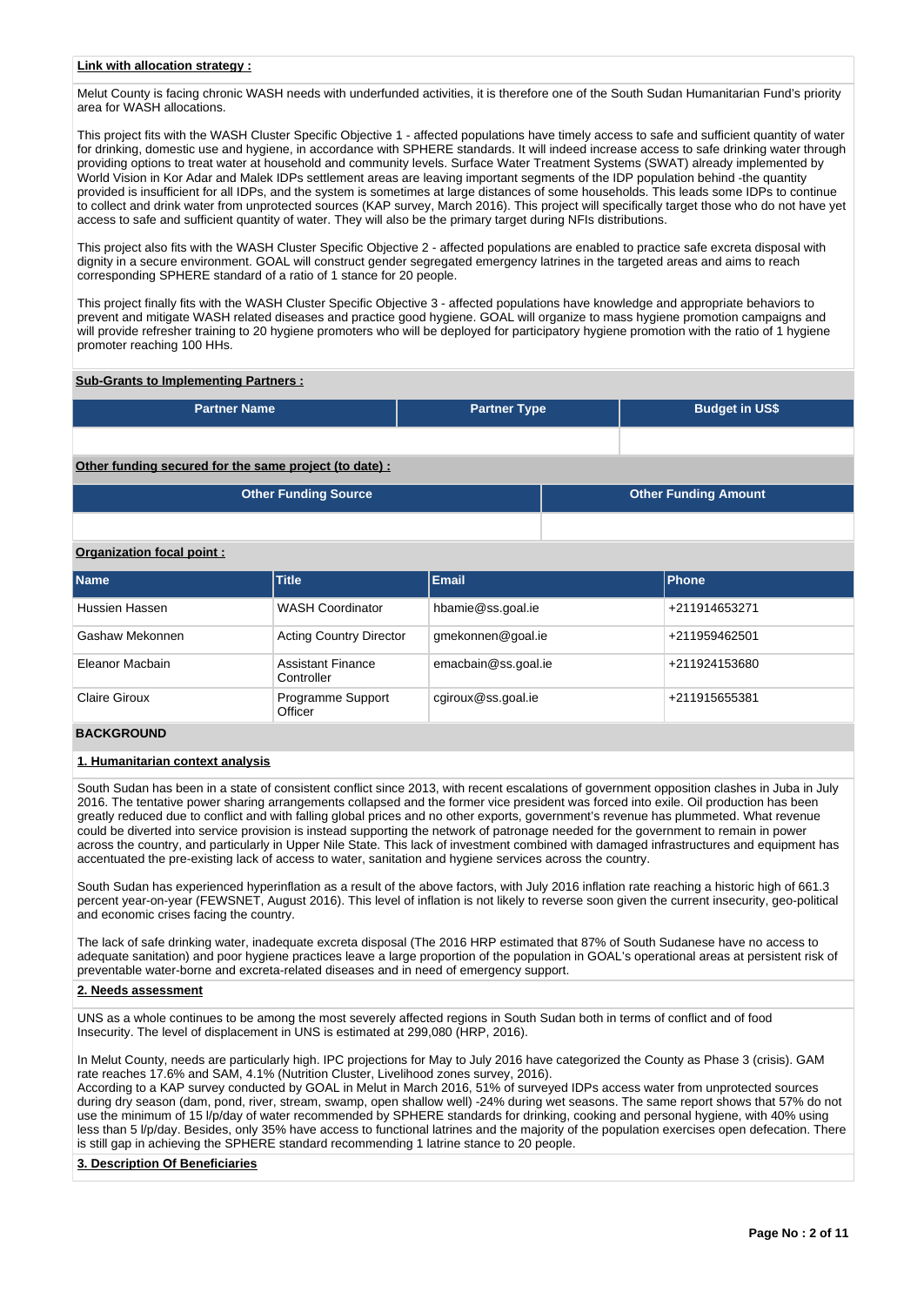**Link with allocation strategy :**

Melut County is facing chronic WASH needs with underfunded activities, it is therefore one of the South Sudan Humanitarian Fund's priority area for WASH allocations.

This project fits with the WASH Cluster Specific Objective 1 - affected populations have timely access to safe and sufficient quantity of water for drinking, domestic use and hygiene, in accordance with SPHERE standards. It will indeed increase access to safe drinking water through providing options to treat water at household and community levels. Surface Water Treatment Systems (SWAT) already implemented by World Vision in Kor Adar and Malek IDPs settlement areas are leaving important segments of the IDP population behind -the quantity provided is insufficient for all IDPs, and the system is sometimes at large distances of some households. This leads some IDPs to continue to collect and drink water from unprotected sources (KAP survey, March 2016). This project will specifically target those who do not have yet access to safe and sufficient quantity of water. They will also be the primary target during NFIs distributions.

This project also fits with the WASH Cluster Specific Objective 2 - affected populations are enabled to practice safe excreta disposal with dignity in a secure environment. GOAL will construct gender segregated emergency latrines in the targeted areas and aims to reach corresponding SPHERE standard of a ratio of 1 stance for 20 people.

This project finally fits with the WASH Cluster Specific Objective 3 - affected populations have knowledge and appropriate behaviors to prevent and mitigate WASH related diseases and practice good hygiene. GOAL will organize to mass hygiene promotion campaigns and will provide refresher training to 20 hygiene promoters who will be deployed for participatory hygiene promotion with the ratio of 1 hygiene promoter reaching 100 HHs.

**Sub-Grants to Implementing Partners :**

| Partner Name | Partner Type | Budget in US$ |
|---|---|---|
| | | |

**Other funding secured for the same project (to date) :**

| Other Funding Source | Other Funding Amount |
|---|---|
| | |

**Organization focal point :**

| Name | Title | Email | Phone |
|---|---|---|---|
| Hussien Hassen | WASH Coordinator | hbamie@ss.goal.ie | +211914653271 |
| Gashaw Mekonnen | Acting Country Director | gmekonnen@goal.ie | +211959462501 |
| Eleanor Macbain | Assistant Finance Controller | emacbain@ss.goal.ie | +211924153680 |
| Claire Giroux | Programme Support Officer | cgiroux@ss.goal.ie | +211915655381 |

## BACKGROUND

**1. Humanitarian context analysis**

South Sudan has been in a state of consistent conflict since 2013, with recent escalations of government opposition clashes in Juba in July 2016. The tentative power sharing arrangements collapsed and the former vice president was forced into exile. Oil production has been greatly reduced due to conflict and with falling global prices and no other exports, government's revenue has plummeted. What revenue could be diverted into service provision is instead supporting the network of patronage needed for the government to remain in power across the country, and particularly in Upper Nile State. This lack of investment combined with damaged infrastructures and equipment has accentuated the pre-existing lack of access to water, sanitation and hygiene services across the country.

South Sudan has experienced hyperinflation as a result of the above factors, with July 2016 inflation rate reaching a historic high of 661.3 percent year-on-year (FEWSNET, August 2016). This level of inflation is not likely to reverse soon given the current insecurity, geo-political and economic crises facing the country.

The lack of safe drinking water, inadequate excreta disposal (The 2016 HRP estimated that 87% of South Sudanese have no access to adequate sanitation) and poor hygiene practices leave a large proportion of the population in GOAL's operational areas at persistent risk of preventable water-borne and excreta-related diseases and in need of emergency support.

**2. Needs assessment**

UNS as a whole continues to be among the most severely affected regions in South Sudan both in terms of conflict and of food Insecurity. The level of displacement in UNS is estimated at 299,080 (HRP, 2016).

In Melut County, needs are particularly high. IPC projections for May to July 2016 have categorized the County as Phase 3 (crisis). GAM rate reaches 17.6% and SAM, 4.1% (Nutrition Cluster, Livelihood zones survey, 2016).
According to a KAP survey conducted by GOAL in Melut in March 2016, 51% of surveyed IDPs access water from unprotected sources during dry season (dam, pond, river, stream, swamp, open shallow well) -24% during wet seasons. The same report shows that 57% do not use the minimum of 15 l/p/day of water recommended by SPHERE standards for drinking, cooking and personal hygiene, with 40% using less than 5 l/p/day. Besides, only 35% have access to functional latrines and the majority of the population exercises open defecation. There is still gap in achieving the SPHERE standard recommending 1 latrine stance to 20 people.

**3. Description Of Beneficiaries**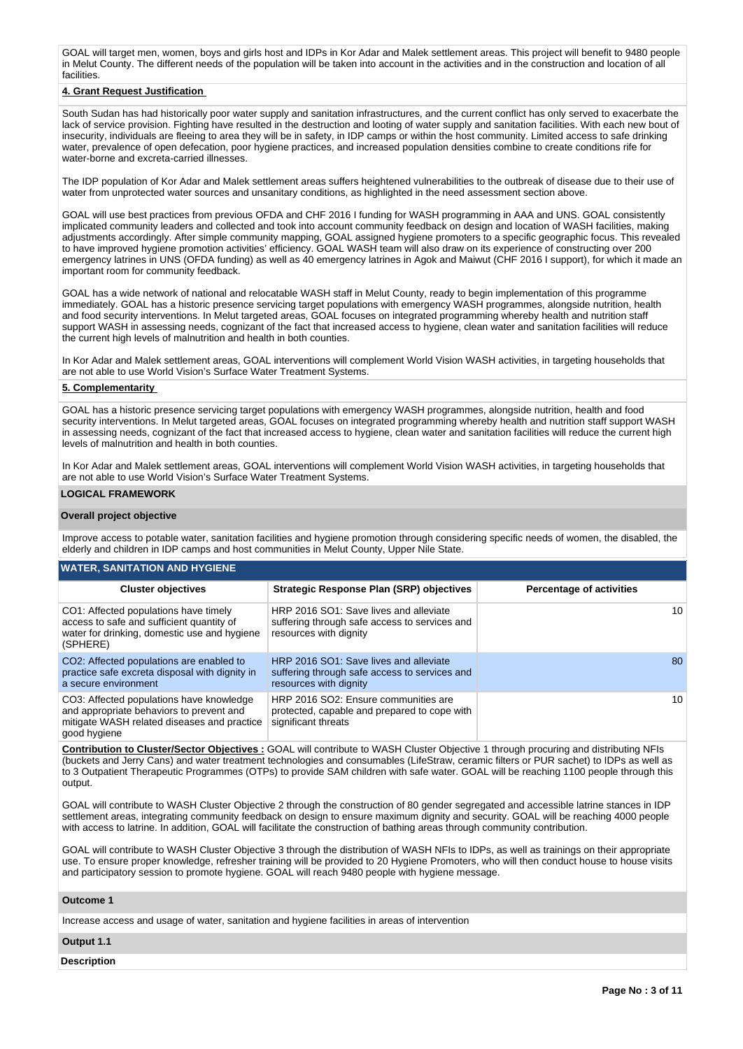GOAL will target men, women, boys and girls host and IDPs in Kor Adar and Malek settlement areas. This project will benefit to 9480 people in Melut County. The different needs of the population will be taken into account in the activities and in the construction and location of all facilities.

**4. Grant Request Justification**

South Sudan has had historically poor water supply and sanitation infrastructures, and the current conflict has only served to exacerbate the lack of service provision. Fighting have resulted in the destruction and looting of water supply and sanitation facilities. With each new bout of insecurity, individuals are fleeing to area they will be in safety, in IDP camps or within the host community. Limited access to safe drinking water, prevalence of open defecation, poor hygiene practices, and increased population densities combine to create conditions rife for water-borne and excreta-carried illnesses.

The IDP population of Kor Adar and Malek settlement areas suffers heightened vulnerabilities to the outbreak of disease due to their use of water from unprotected water sources and unsanitary conditions, as highlighted in the need assessment section above.

GOAL will use best practices from previous OFDA and CHF 2016 I funding for WASH programming in AAA and UNS. GOAL consistently implicated community leaders and collected and took into account community feedback on design and location of WASH facilities, making adjustments accordingly. After simple community mapping, GOAL assigned hygiene promoters to a specific geographic focus. This revealed to have improved hygiene promotion activities' efficiency. GOAL WASH team will also draw on its experience of constructing over 200 emergency latrines in UNS (OFDA funding) as well as 40 emergency latrines in Agok and Maiwut (CHF 2016 I support), for which it made an important room for community feedback.

GOAL has a wide network of national and relocatable WASH staff in Melut County, ready to begin implementation of this programme immediately. GOAL has a historic presence servicing target populations with emergency WASH programmes, alongside nutrition, health and food security interventions. In Melut targeted areas, GOAL focuses on integrated programming whereby health and nutrition staff support WASH in assessing needs, cognizant of the fact that increased access to hygiene, clean water and sanitation facilities will reduce the current high levels of malnutrition and health in both counties.

In Kor Adar and Malek settlement areas, GOAL interventions will complement World Vision WASH activities, in targeting households that are not able to use World Vision's Surface Water Treatment Systems.

**5. Complementarity**

GOAL has a historic presence servicing target populations with emergency WASH programmes, alongside nutrition, health and food security interventions. In Melut targeted areas, GOAL focuses on integrated programming whereby health and nutrition staff support WASH in assessing needs, cognizant of the fact that increased access to hygiene, clean water and sanitation facilities will reduce the current high levels of malnutrition and health in both counties.

In Kor Adar and Malek settlement areas, GOAL interventions will complement World Vision WASH activities, in targeting households that are not able to use World Vision's Surface Water Treatment Systems.

## LOGICAL FRAMEWORK

**Overall project objective**

Improve access to potable water, sanitation facilities and hygiene promotion through considering specific needs of women, the disabled, the elderly and children in IDP camps and host communities in Melut County, Upper Nile State.

**WATER, SANITATION AND HYGIENE**

| Cluster objectives | Strategic Response Plan (SRP) objectives | Percentage of activities |
|---|---|---|
| CO1: Affected populations have timely access to safe and sufficient quantity of water for drinking, domestic use and hygiene (SPHERE) | HRP 2016 SO1: Save lives and alleviate suffering through safe access to services and resources with dignity | 10 |
| CO2: Affected populations are enabled to practice safe excreta disposal with dignity in a secure environment | HRP 2016 SO1: Save lives and alleviate suffering through safe access to services and resources with dignity | 80 |
| CO3: Affected populations have knowledge and appropriate behaviors to prevent and mitigate WASH related diseases and practice good hygiene | HRP 2016 SO2: Ensure communities are protected, capable and prepared to cope with significant threats | 10 |

**Contribution to Cluster/Sector Objectives :** GOAL will contribute to WASH Cluster Objective 1 through procuring and distributing NFIs (buckets and Jerry Cans) and water treatment technologies and consumables (LifeStraw, ceramic filters or PUR sachet) to IDPs as well as to 3 Outpatient Therapeutic Programmes (OTPs) to provide SAM children with safe water. GOAL will be reaching 1100 people through this output.

GOAL will contribute to WASH Cluster Objective 2 through the construction of 80 gender segregated and accessible latrine stances in IDP settlement areas, integrating community feedback on design to ensure maximum dignity and security. GOAL will be reaching 4000 people with access to latrine. In addition, GOAL will facilitate the construction of bathing areas through community contribution.

GOAL will contribute to WASH Cluster Objective 3 through the distribution of WASH NFIs to IDPs, as well as trainings on their appropriate use. To ensure proper knowledge, refresher training will be provided to 20 Hygiene Promoters, who will then conduct house to house visits and participatory session to promote hygiene. GOAL will reach 9480 people with hygiene message.

**Outcome 1**

Increase access and usage of water, sanitation and hygiene facilities in areas of intervention

**Output 1.1**

**Description**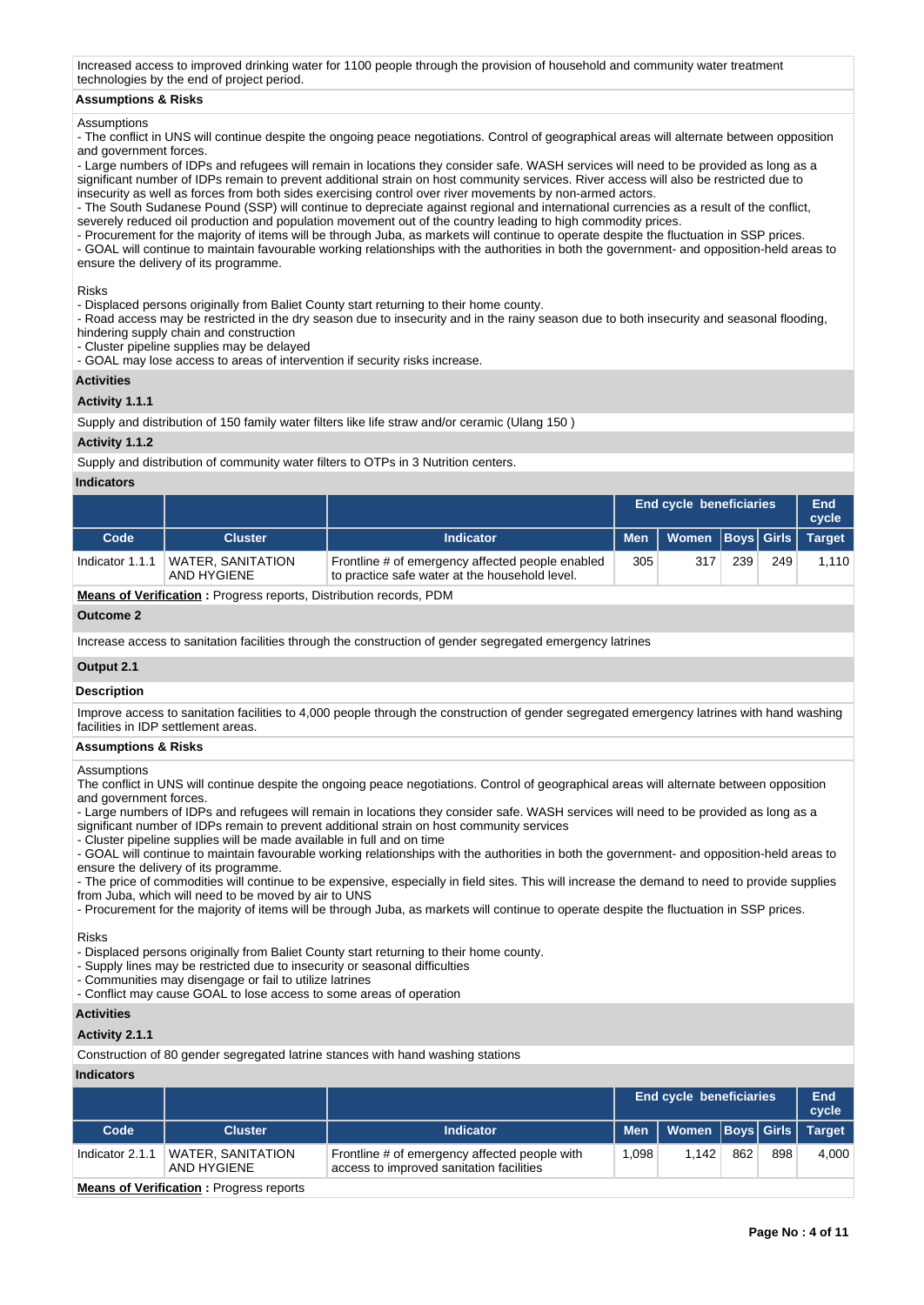Increased access to improved drinking water for 1100 people through the provision of household and community water treatment technologies by the end of project period.

**Assumptions & Risks**

Assumptions
- The conflict in UNS will continue despite the ongoing peace negotiations. Control of geographical areas will alternate between opposition and government forces.
- Large numbers of IDPs and refugees will remain in locations they consider safe. WASH services will need to be provided as long as a significant number of IDPs remain to prevent additional strain on host community services. River access will also be restricted due to insecurity as well as forces from both sides exercising control over river movements by non-armed actors.
- The South Sudanese Pound (SSP) will continue to depreciate against regional and international currencies as a result of the conflict, severely reduced oil production and population movement out of the country leading to high commodity prices.
- Procurement for the majority of items will be through Juba, as markets will continue to operate despite the fluctuation in SSP prices.
- GOAL will continue to maintain favourable working relationships with the authorities in both the government- and opposition-held areas to ensure the delivery of its programme.

Risks
- Displaced persons originally from Baliet County start returning to their home county.
- Road access may be restricted in the dry season due to insecurity and in the rainy season due to both insecurity and seasonal flooding, hindering supply chain and construction
- Cluster pipeline supplies may be delayed
- GOAL may lose access to areas of intervention if security risks increase.

**Activities**

**Activity 1.1.1**

Supply and distribution of 150 family water filters like life straw and/or ceramic (Ulang 150 )

**Activity 1.1.2**

Supply and distribution of community water filters to OTPs in 3 Nutrition centers.

**Indicators**

| | | | End cycle beneficiaries | | | | End cycle |
|---|---|---|---|---|---|---|---|
| Code | Cluster | Indicator | Men | Women | Boys | Girls | Target |
| Indicator 1.1.1 | WATER, SANITATION AND HYGIENE | Frontline # of emergency affected people enabled to practice safe water at the household level. | 305 | 317 | 239 | 249 | 1,110 |

**Means of Verification :** Progress reports, Distribution records, PDM

**Outcome 2**

Increase access to sanitation facilities through the construction of gender segregated emergency latrines

**Output 2.1**

**Description**

Improve access to sanitation facilities to 4,000 people through the construction of gender segregated emergency latrines with hand washing facilities in IDP settlement areas.

**Assumptions & Risks**

Assumptions
The conflict in UNS will continue despite the ongoing peace negotiations. Control of geographical areas will alternate between opposition and government forces.
- Large numbers of IDPs and refugees will remain in locations they consider safe. WASH services will need to be provided as long as a significant number of IDPs remain to prevent additional strain on host community services
- Cluster pipeline supplies will be made available in full and on time
- GOAL will continue to maintain favourable working relationships with the authorities in both the government- and opposition-held areas to ensure the delivery of its programme.
- The price of commodities will continue to be expensive, especially in field sites. This will increase the demand to need to provide supplies from Juba, which will need to be moved by air to UNS
- Procurement for the majority of items will be through Juba, as markets will continue to operate despite the fluctuation in SSP prices.

Risks
- Displaced persons originally from Baliet County start returning to their home county.
- Supply lines may be restricted due to insecurity or seasonal difficulties
- Communities may disengage or fail to utilize latrines
- Conflict may cause GOAL to lose access to some areas of operation

**Activities**

**Activity 2.1.1**

Construction of 80 gender segregated latrine stances with hand washing stations

**Indicators**

| | | | End cycle beneficiaries | | | | End cycle |
|---|---|---|---|---|---|---|---|
| Code | Cluster | Indicator | Men | Women | Boys | Girls | Target |
| Indicator 2.1.1 | WATER, SANITATION AND HYGIENE | Frontline # of emergency affected people with access to improved sanitation facilities | 1,098 | 1,142 | 862 | 898 | 4,000 |

**Means of Verification :** Progress reports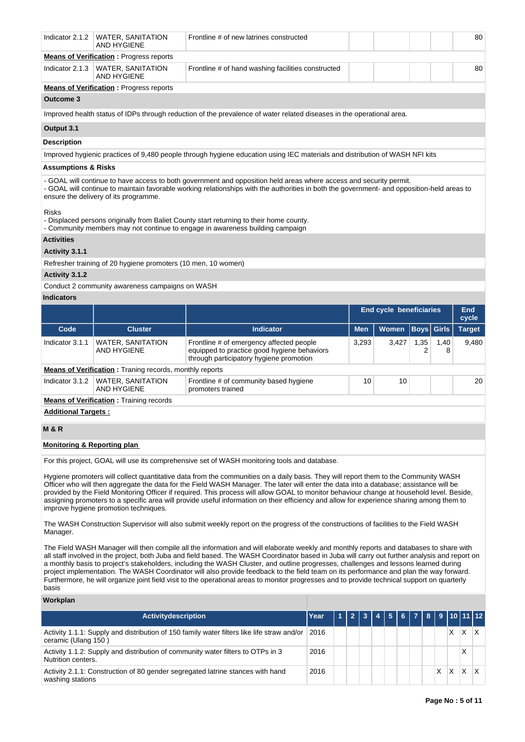| Indicator 2.1.2 | WATER, SANITATION AND HYGIENE | Frontline # of new latrines constructed | | | | | 80 |
|---|---|---|---|---|---|---|---|

**Means of Verification :** Progress reports

| Indicator 2.1.3 | WATER, SANITATION AND HYGIENE | Frontline # of hand washing facilities constructed | | | | | 80 |
|---|---|---|---|---|---|---|---|

**Means of Verification :** Progress reports

**Outcome 3**

Improved health status of IDPs through reduction of the prevalence of water related diseases in the operational area.

**Output 3.1**

**Description**

Improved hygienic practices of 9,480 people through hygiene education using IEC materials and distribution of WASH NFI kits

**Assumptions & Risks**

- GOAL will continue to have access to both government and opposition held areas where access and security permit.
- GOAL will continue to maintain favorable working relationships with the authorities in both the government- and opposition-held areas to ensure the delivery of its programme.

Risks
- Displaced persons originally from Baliet County start returning to their home county.
- Community members may not continue to engage in awareness building campaign

**Activities**

**Activity 3.1.1**

Refresher training of 20 hygiene promoters (10 men, 10 women)

**Activity 3.1.2**

Conduct 2 community awareness campaigns on WASH

**Indicators**

| | | | End cycle beneficiaries | | | | End cycle |
|---|---|---|---|---|---|---|---|
| **Code** | **Cluster** | **Indicator** | **Men** | **Women** | **Boys** | **Girls** | **Target** |
| Indicator 3.1.1 | WATER, SANITATION AND HYGIENE | Frontline # of emergency affected people equipped to practice good hygiene behaviors through participatory hygiene promotion | 3,293 | 3,427 | 1,352 | 1,408 | 9,480 |

**Means of Verification :** Traning records, monthly reports

| Indicator 3.1.2 | WATER, SANITATION AND HYGIENE | Frontline # of community based hygiene promoters trained | 10 | 10 | | | 20 |
|---|---|---|---|---|---|---|---|

**Means of Verification :** Training records

**Additional Targets :**

**M & R**

**Monitoring & Reporting plan**

For this project, GOAL will use its comprehensive set of WASH monitoring tools and database.

Hygiene promoters will collect quantitative data from the communities on a daily basis. They will report them to the Community WASH Officer who will then aggregate the data for the Field WASH Manager. The later will enter the data into a database; assistance will be provided by the Field Monitoring Officer if required. This process will allow GOAL to monitor behaviour change at household level. Beside, assigning promoters to a specific area will provide useful information on their efficiency and allow for experience sharing among them to improve hygiene promotion techniques.

The WASH Construction Supervisor will also submit weekly report on the progress of the constructions of facilities to the Field WASH Manager.

The Field WASH Manager will then compile all the information and will elaborate weekly and monthly reports and databases to share with all staff involved in the project, both Juba and field based. The WASH Coordinator based in Juba will carry out further analysis and report on a monthly basis to project's stakeholders, including the WASH Cluster, and outline progresses, challenges and lessons learned during project implementation. The WASH Coordinator will also provide feedback to the field team on its performance and plan the way forward. Furthermore, he will organize joint field visit to the operational areas to monitor progresses and to provide technical support on quarterly basis

**Workplan**

| Activitydescription | Year | 1 | 2 | 3 | 4 | 5 | 6 | 7 | 8 | 9 | 10 | 11 | 12 |
|---|---|---|---|---|---|---|---|---|---|---|---|---|---|
| Activity 1.1.1: Supply and distribution of 150 family water filters like life straw and/or ceramic (Ulang 150 ) | 2016 | | | | | | | | | | X | X | X |
| Activity 1.1.2: Supply and distribution of community water filters to OTPs in 3 Nutrition centers. | 2016 | | | | | | | | | | | X | |
| Activity 2.1.1: Construction of 80 gender segregated latrine stances with hand washing stations | 2016 | | | | | | | | | X | X | X | X |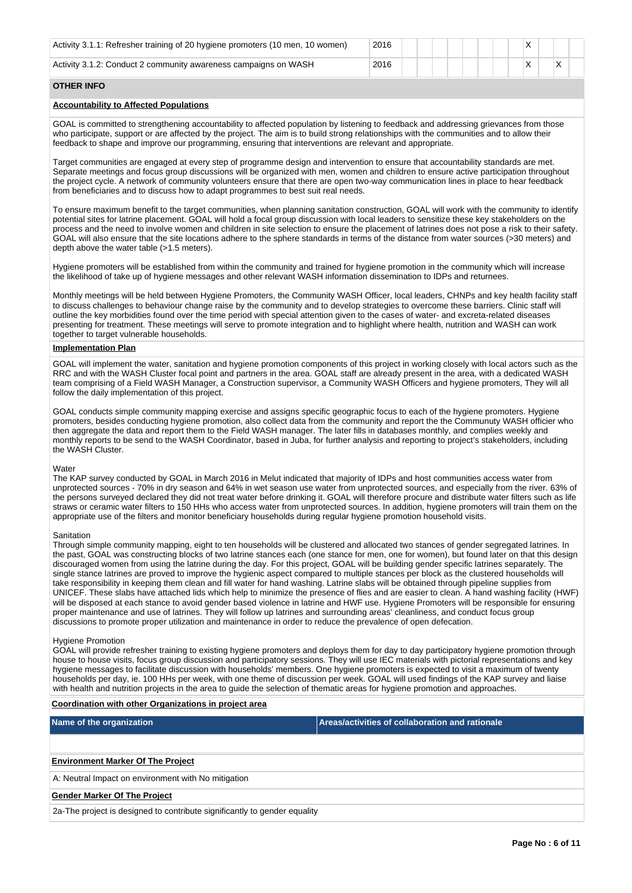| | | | | | | | | | | | | | |
|---|---|---|---|---|---|---|---|---|---|---|---|---|---|
| Activity 3.1.1: Refresher training of 20 hygiene promoters (10 men, 10 women) | 2016 | | | | | | | | | X | | | |
| Activity 3.1.2: Conduct 2 community awareness campaigns on WASH | 2016 | | | | | | | | | X | | X | |

## OTHER INFO

**Accountability to Affected Populations**

GOAL is committed to strengthening accountability to affected population by listening to feedback and addressing grievances from those who participate, support or are affected by the project. The aim is to build strong relationships with the communities and to allow their feedback to shape and improve our programming, ensuring that interventions are relevant and appropriate.

Target communities are engaged at every step of programme design and intervention to ensure that accountability standards are met. Separate meetings and focus group discussions will be organized with men, women and children to ensure active participation throughout the project cycle. A network of community volunteers ensure that there are open two-way communication lines in place to hear feedback from beneficiaries and to discuss how to adapt programmes to best suit real needs.

To ensure maximum benefit to the target communities, when planning sanitation construction, GOAL will work with the community to identify potential sites for latrine placement. GOAL will hold a focal group discussion with local leaders to sensitize these key stakeholders on the process and the need to involve women and children in site selection to ensure the placement of latrines does not pose a risk to their safety. GOAL will also ensure that the site locations adhere to the sphere standards in terms of the distance from water sources (>30 meters) and depth above the water table (>1.5 meters).

Hygiene promoters will be established from within the community and trained for hygiene promotion in the community which will increase the likelihood of take up of hygiene messages and other relevant WASH information dissemination to IDPs and returnees.

Monthly meetings will be held between Hygiene Promoters, the Community WASH Officer, local leaders, CHNPs and key health facility staff to discuss challenges to behaviour change raise by the community and to develop strategies to overcome these barriers. Clinic staff will outline the key morbidities found over the time period with special attention given to the cases of water- and excreta-related diseases presenting for treatment. These meetings will serve to promote integration and to highlight where health, nutrition and WASH can work together to target vulnerable households.

**Implementation Plan**

GOAL will implement the water, sanitation and hygiene promotion components of this project in working closely with local actors such as the RRC and with the WASH Cluster focal point and partners in the area. GOAL staff are already present in the area, with a dedicated WASH team comprising of a Field WASH Manager, a Construction supervisor, a Community WASH Officers and hygiene promoters, They will all follow the daily implementation of this project.

GOAL conducts simple community mapping exercise and assigns specific geographic focus to each of the hygiene promoters. Hygiene promoters, besides conducting hygiene promotion, also collect data from the community and report the the Communuty WASH officer who then aggregate the data and report them to the Field WASH manager. The later fills in databases monthly, and complies weekly and monthly reports to be send to the WASH Coordinator, based in Juba, for further analysis and reporting to project's stakeholders, including the WASH Cluster.

Water
The KAP survey conducted by GOAL in March 2016 in Melut indicated that majority of IDPs and host communities access water from unprotected sources - 70% in dry season and 64% in wet season use water from unprotected sources, and especially from the river. 63% of the persons surveyed declared they did not treat water before drinking it. GOAL will therefore procure and distribute water filters such as life straws or ceramic water filters to 150 HHs who access water from unprotected sources. In addition, hygiene promoters will train them on the appropriate use of the filters and monitor beneficiary households during regular hygiene promotion household visits.

Sanitation
Through simple community mapping, eight to ten households will be clustered and allocated two stances of gender segregated latrines. In the past, GOAL was constructing blocks of two latrine stances each (one stance for men, one for women), but found later on that this design discouraged women from using the latrine during the day. For this project, GOAL will be building gender specific latrines separately. The single stance latrines are proved to improve the hygienic aspect compared to multiple stances per block as the clustered households will take responsibility in keeping them clean and fill water for hand washing. Latrine slabs will be obtained through pipeline supplies from UNICEF. These slabs have attached lids which help to minimize the presence of flies and are easier to clean. A hand washing facility (HWF) will be disposed at each stance to avoid gender based violence in latrine and HWF use. Hygiene Promoters will be responsible for ensuring proper maintenance and use of latrines. They will follow up latrines and surrounding areas' cleanliness, and conduct focus group discussions to promote proper utilization and maintenance in order to reduce the prevalence of open defecation.

Hygiene Promotion
GOAL will provide refresher training to existing hygiene promoters and deploys them for day to day participatory hygiene promotion through house to house visits, focus group discussion and participatory sessions. They will use IEC materials with pictorial representations and key hygiene messages to facilitate discussion with households' members. One hygiene promoters is expected to visit a maximum of twenty households per day, ie. 100 HHs per week, with one theme of discussion per week. GOAL will used findings of the KAP survey and liaise with health and nutrition projects in the area to guide the selection of thematic areas for hygiene promotion and approaches.

**Coordination with other Organizations in project area**

| Name of the organization | Areas/activities of collaboration and rationale |
|---|---|
| | |

**Environment Marker Of The Project**

A: Neutral Impact on environment with No mitigation

**Gender Marker Of The Project**

2a-The project is designed to contribute significantly to gender equality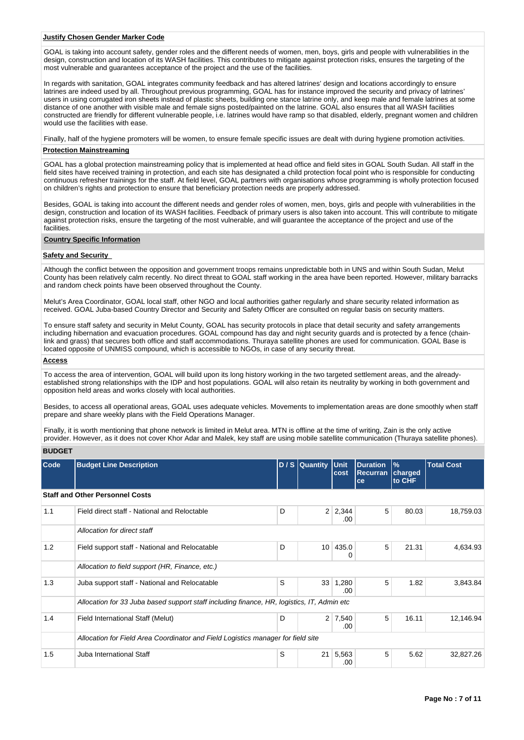### Justify Chosen Gender Marker Code

GOAL is taking into account safety, gender roles and the different needs of women, men, boys, girls and people with vulnerabilities in the design, construction and location of its WASH facilities. This contributes to mitigate against protection risks, ensures the targeting of the most vulnerable and guarantees acceptance of the project and the use of the facilities.

In regards with sanitation, GOAL integrates community feedback and has altered latrines' design and locations accordingly to ensure latrines are indeed used by all. Throughout previous programming, GOAL has for instance improved the security and privacy of latrines' users in using corrugated iron sheets instead of plastic sheets, building one stance latrine only, and keep male and female latrines at some distance of one another with visible male and female signs posted/painted on the latrine. GOAL also ensures that all WASH facilities constructed are friendly for different vulnerable people, i.e. latrines would have ramp so that disabled, elderly, pregnant women and children would use the facilities with ease.

Finally, half of the hygiene promoters will be women, to ensure female specific issues are dealt with during hygiene promotion activities.

### Protection Mainstreaming

GOAL has a global protection mainstreaming policy that is implemented at head office and field sites in GOAL South Sudan. All staff in the field sites have received training in protection, and each site has designated a child protection focal point who is responsible for conducting continuous refresher trainings for the staff. At field level, GOAL partners with organisations whose programming is wholly protection focused on children's rights and protection to ensure that beneficiary protection needs are properly addressed.

Besides, GOAL is taking into account the different needs and gender roles of women, men, boys, girls and people with vulnerabilities in the design, construction and location of its WASH facilities. Feedback of primary users is also taken into account. This will contribute to mitigate against protection risks, ensure the targeting of the most vulnerable, and will guarantee the acceptance of the project and use of the facilities.

## Country Specific Information

### Safety and Security

Although the conflict between the opposition and government troops remains unpredictable both in UNS and within South Sudan, Melut County has been relatively calm recently. No direct threat to GOAL staff working in the area have been reported. However, military barracks and random check points have been observed throughout the County.

Melut's Area Coordinator, GOAL local staff, other NGO and local authorities gather regularly and share security related information as received. GOAL Juba-based Country Director and Security and Safety Officer are consulted on regular basis on security matters.

To ensure staff safety and security in Melut County, GOAL has security protocols in place that detail security and safety arrangements including hibernation and evacuation procedures. GOAL compound has day and night security guards and is protected by a fence (chain-link and grass) that secures both office and staff accommodations. Thuraya satellite phones are used for communication. GOAL Base is located opposite of UNMISS compound, which is accessible to NGOs, in case of any security threat.

### Access

To access the area of intervention, GOAL will build upon its long history working in the two targeted settlement areas, and the already-established strong relationships with the IDP and host populations. GOAL will also retain its neutrality by working in both government and opposition held areas and works closely with local authorities.

Besides, to access all operational areas, GOAL uses adequate vehicles. Movements to implementation areas are done smoothly when staff prepare and share weekly plans with the Field Operations Manager.

Finally, it is worth mentioning that phone network is limited in Melut area. MTN is offline at the time of writing, Zain is the only active provider. However, as it does not cover Khor Adar and Malek, key staff are using mobile satellite communication (Thuraya satellite phones).

## BUDGET

| Code | Budget Line Description | D / S | Quantity | Unit cost | Duration Recurrance | % charged to CHF | Total Cost |
|---|---|---|---|---|---|---|---|
| **Staff and Other Personnel Costs** | | | | | | | |
| 1.1 | Field direct staff - National and Reloctable | D | 2 | 2,344.00 | 5 | 80.03 | 18,759.03 |
| | *Allocation for direct staff* | | | | | | |
| 1.2 | Field support staff - National and Relocatable | D | 10 | 435.00 | 5 | 21.31 | 4,634.93 |
| | *Allocation to field support (HR, Finance, etc.)* | | | | | | |
| 1.3 | Juba support staff - National and Relocatable | S | 33 | 1,280.00 | 5 | 1.82 | 3,843.84 |
| | *Allocation for 33 Juba based support staff including finance, HR, logistics, IT, Admin etc* | | | | | | |
| 1.4 | Field International Staff (Melut) | D | 2 | 7,540.00 | 5 | 16.11 | 12,146.94 |
| | *Allocation for Field Area Coordinator and Field Logistics manager for field site* | | | | | | |
| 1.5 | Juba International Staff | S | 21 | 5,563.00 | 5 | 5.62 | 32,827.26 |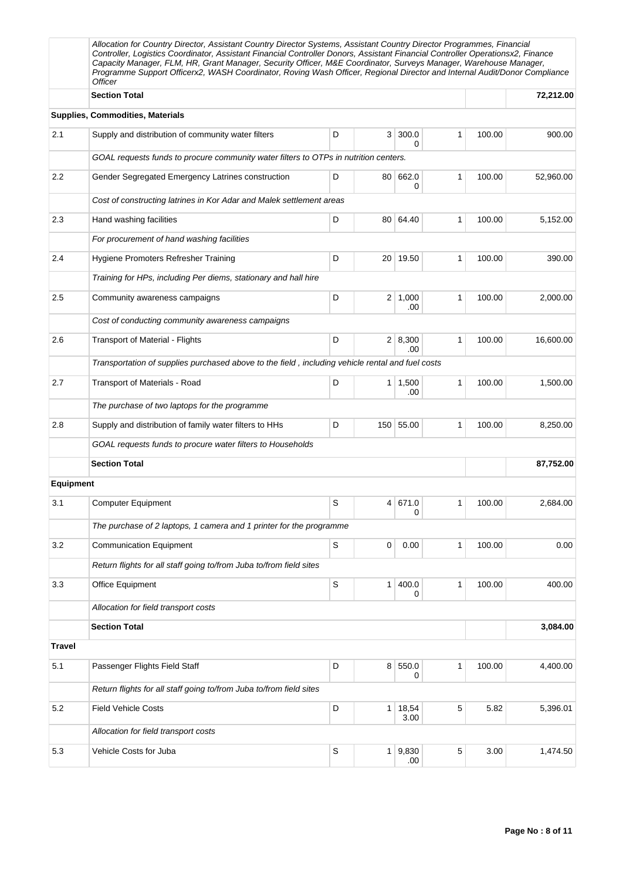| | | | | | | | |
|---|---|---|---|---|---|---|---|
| | *Allocation for Country Director, Assistant Country Director Systems, Assistant Country Director Programmes, Financial Controller, Logistics Coordinator, Assistant Financial Controller Donors, Assistant Financial Controller Operationsx2, Finance Capacity Manager, FLM, HR, Grant Manager, Security Officer, M&E Coordinator, Surveys Manager, Warehouse Manager, Programme Support Officerx2, WASH Coordinator, Roving Wash Officer, Regional Director and Internal Audit/Donor Compliance Officer* | | | | | | |
| | **Section Total** | | | | | | **72,212.00** |
| **Supplies, Commodities, Materials** | | | | | | | |
| 2.1 | Supply and distribution of community water filters | D | 3 | 300.00 | 1 | 100.00 | 900.00 |
| | *GOAL requests funds to procure community water filters to OTPs in nutrition centers.* | | | | | | |
| 2.2 | Gender Segregated Emergency Latrines construction | D | 80 | 662.00 | 1 | 100.00 | 52,960.00 |
| | *Cost of constructing latrines in Kor Adar and Malek settlement areas* | | | | | | |
| 2.3 | Hand washing facilities | D | 80 | 64.40 | 1 | 100.00 | 5,152.00 |
| | *For procurement of hand washing facilities* | | | | | | |
| 2.4 | Hygiene Promoters Refresher Training | D | 20 | 19.50 | 1 | 100.00 | 390.00 |
| | *Training for HPs, including Per diems, stationary and hall hire* | | | | | | |
| 2.5 | Community awareness campaigns | D | 2 | 1,000.00 | 1 | 100.00 | 2,000.00 |
| | *Cost of conducting community awareness campaigns* | | | | | | |
| 2.6 | Transport of Material - Flights | D | 2 | 8,300.00 | 1 | 100.00 | 16,600.00 |
| | *Transportation of supplies purchased above to the field , including vehicle rental and fuel costs* | | | | | | |
| 2.7 | Transport of Materials - Road | D | 1 | 1,500.00 | 1 | 100.00 | 1,500.00 |
| | *The purchase of two laptops for the programme* | | | | | | |
| 2.8 | Supply and distribution of family water filters to HHs | D | 150 | 55.00 | 1 | 100.00 | 8,250.00 |
| | *GOAL requests funds to procure water filters to Households* | | | | | | |
| | **Section Total** | | | | | | **87,752.00** |
| **Equipment** | | | | | | | |
| 3.1 | Computer Equipment | S | 4 | 671.00 | 1 | 100.00 | 2,684.00 |
| | *The purchase of 2 laptops, 1 camera and 1 printer for the programme* | | | | | | |
| 3.2 | Communication Equipment | S | 0 | 0.00 | 1 | 100.00 | 0.00 |
| | *Return flights for all staff going to/from Juba to/from field sites* | | | | | | |
| 3.3 | Office Equipment | S | 1 | 400.00 | 1 | 100.00 | 400.00 |
| | *Allocation for field transport costs* | | | | | | |
| | **Section Total** | | | | | | **3,084.00** |
| **Travel** | | | | | | | |
| 5.1 | Passenger Flights Field Staff | D | 8 | 550.00 | 1 | 100.00 | 4,400.00 |
| | *Return flights for all staff going to/from Juba to/from field sites* | | | | | | |
| 5.2 | Field Vehicle Costs | D | 1 | 18,543.00 | 5 | 5.82 | 5,396.01 |
| | *Allocation for field transport costs* | | | | | | |
| 5.3 | Vehicle Costs for Juba | S | 1 | 9,830.00 | 5 | 3.00 | 1,474.50 |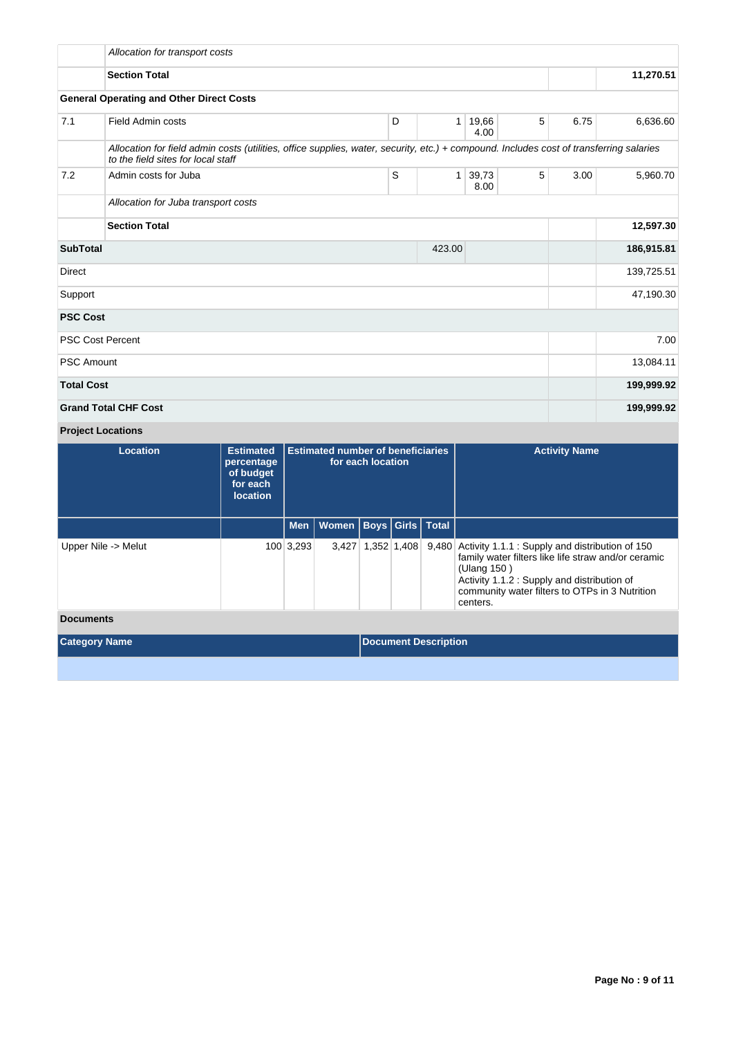| | | | | | | | |
|---|---|---|---|---|---|---|---|
| | *Allocation for transport costs* | | | | | | |
| | **Section Total** | | | | | | **11,270.51** |
| **General Operating and Other Direct Costs** | | | | | | | |
| 7.1 | Field Admin costs | D | 1 | 19,664.00 | 5 | 6.75 | 6,636.60 |
| | *Allocation for field admin costs (utilities, office supplies, water, security, etc.) + compound. Includes cost of transferring salaries to the field sites for local staff* | | | | | | |
| 7.2 | Admin costs for Juba | S | 1 | 39,738.00 | 5 | 3.00 | 5,960.70 |
| | *Allocation for Juba transport costs* | | | | | | |
| | **Section Total** | | | | | | **12,597.30** |
| **SubTotal** | | | 423.00 | | | | **186,915.81** |
| Direct | | | | | | | 139,725.51 |
| Support | | | | | | | 47,190.30 |
| **PSC Cost** | | | | | | | |
| PSC Cost Percent | | | | | | | 7.00 |
| PSC Amount | | | | | | | 13,084.11 |
| **Total Cost** | | | | | | | **199,999.92** |
| **Grand Total CHF Cost** | | | | | | | **199,999.92** |

**Project Locations**

| Location | Estimated percentage of budget for each location | Estimated number of beneficiaries for each location | | | | | Activity Name |
|---|---|---|---|---|---|---|---|
| | | Men | Women | Boys | Girls | Total | |
| Upper Nile -> Melut | 100 | 3,293 | 3,427 | 1,352 | 1,408 | 9,480 | Activity 1.1.1 : Supply and distribution of 150 family water filters like life straw and/or ceramic (Ulang 150 )<br>Activity 1.1.2 : Supply and distribution of community water filters to OTPs in 3 Nutrition centers. |

**Documents**

| Category Name | Document Description |
|---|---|